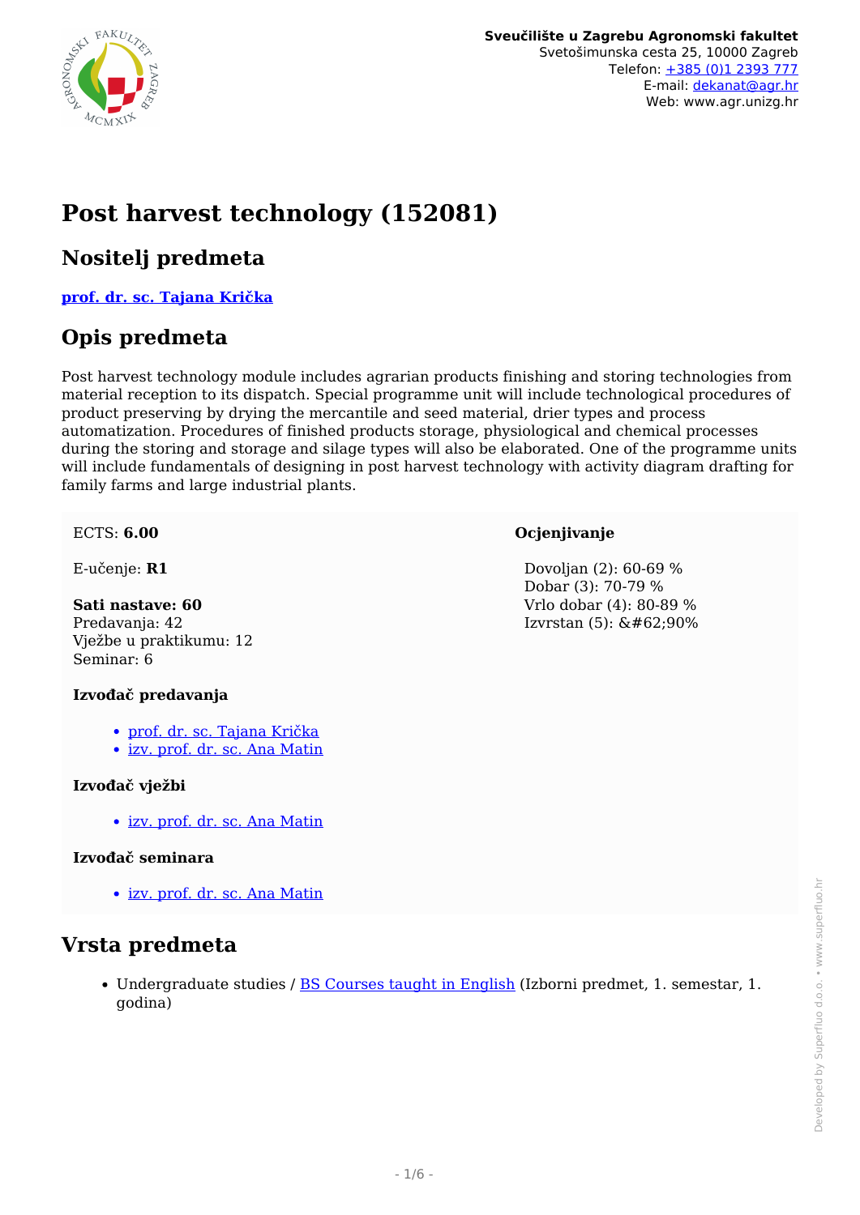Sveučilište u Zagrebu Agronomski fakultet
Svetošimunska cesta 25, 10000 Zagreb
Telefon: +385 (0)1 2393 777
E-mail: dekanat@agr.hr
Web: www.agr.unizg.hr

# Post harvest technology (152081)

## Nositelj predmeta

**prof. dr. sc. Tajana Krička**

## Opis predmeta

Post harvest technology module includes agrarian products finishing and storing technologies from material reception to its dispatch. Special programme unit will include technological procedures of product preserving by drying the mercantile and seed material, drier types and process automatization. Procedures of finished products storage, physiological and chemical processes during the storing and storage and silage types will also be elaborated. One of the programme units will include fundamentals of designing in post harvest technology with activity diagram drafting for family farms and large industrial plants.

ECTS: **6.00**

E-učenje: **R1**

**Sati nastave: 60**
Predavanja: 42
Vježbe u praktikumu: 12
Seminar: 6

**Izvođač predavanja**

- prof. dr. sc. Tajana Krička
- izv. prof. dr. sc. Ana Matin

**Izvođač vježbi**

- izv. prof. dr. sc. Ana Matin

**Izvođač seminara**

- izv. prof. dr. sc. Ana Matin

**Ocjenjivanje**

Dovoljan (2): 60-69 %
Dobar (3): 70-79 %
Vrlo dobar (4): 80-89 %
Izvrstan (5): &#62;90%

## Vrsta predmeta

- Undergraduate studies / BS Courses taught in English (Izborni predmet, 1. semestar, 1. godina)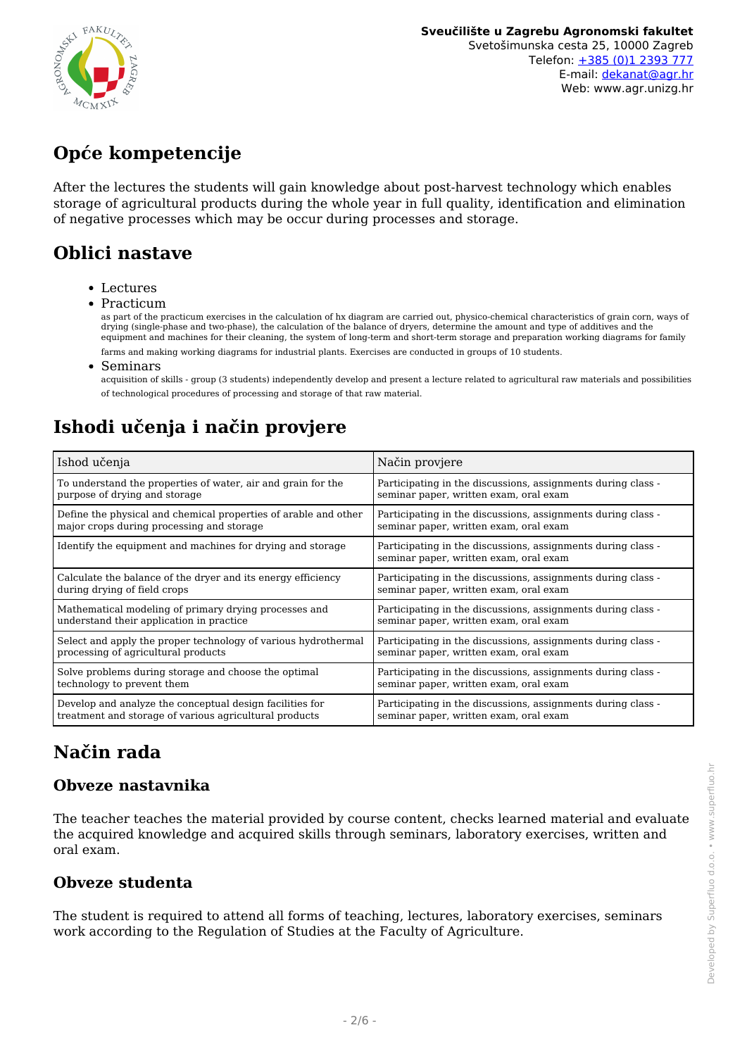## Opće kompetencije

After the lectures the students will gain knowledge about post-harvest technology which enables storage of agricultural products during the whole year in full quality, identification and elimination of negative processes which may be occur during processes and storage.

## Oblici nastave

- Lectures
- Practicum
  as part of the practicum exercises in the calculation of hx diagram are carried out, physico-chemical characteristics of grain corn, ways of drying (single-phase and two-phase), the calculation of the balance of dryers, determine the amount and type of additives and the equipment and machines for their cleaning, the system of long-term and short-term storage and preparation working diagrams for family farms and making working diagrams for industrial plants. Exercises are conducted in groups of 10 students.
- Seminars
  acquisition of skills - group (3 students) independently develop and present a lecture related to agricultural raw materials and possibilities of technological procedures of processing and storage of that raw material.

## Ishodi učenja i način provjere

| Ishod učenja | Način provjere |
|---|---|
| To understand the properties of water, air and grain for the purpose of drying and storage | Participating in the discussions, assignments during class - seminar paper, written exam, oral exam |
| Define the physical and chemical properties of arable and other major crops during processing and storage | Participating in the discussions, assignments during class - seminar paper, written exam, oral exam |
| Identify the equipment and machines for drying and storage | Participating in the discussions, assignments during class - seminar paper, written exam, oral exam |
| Calculate the balance of the dryer and its energy efficiency during drying of field crops | Participating in the discussions, assignments during class - seminar paper, written exam, oral exam |
| Mathematical modeling of primary drying processes and understand their application in practice | Participating in the discussions, assignments during class - seminar paper, written exam, oral exam |
| Select and apply the proper technology of various hydrothermal processing of agricultural products | Participating in the discussions, assignments during class - seminar paper, written exam, oral exam |
| Solve problems during storage and choose the optimal technology to prevent them | Participating in the discussions, assignments during class - seminar paper, written exam, oral exam |
| Develop and analyze the conceptual design facilities for treatment and storage of various agricultural products | Participating in the discussions, assignments during class - seminar paper, written exam, oral exam |

## Način rada

### Obveze nastavnika

The teacher teaches the material provided by course content, checks learned material and evaluate the acquired knowledge and acquired skills through seminars, laboratory exercises, written and oral exam.

### Obveze studenta

The student is required to attend all forms of teaching, lectures, laboratory exercises, seminars work according to the Regulation of Studies at the Faculty of Agriculture.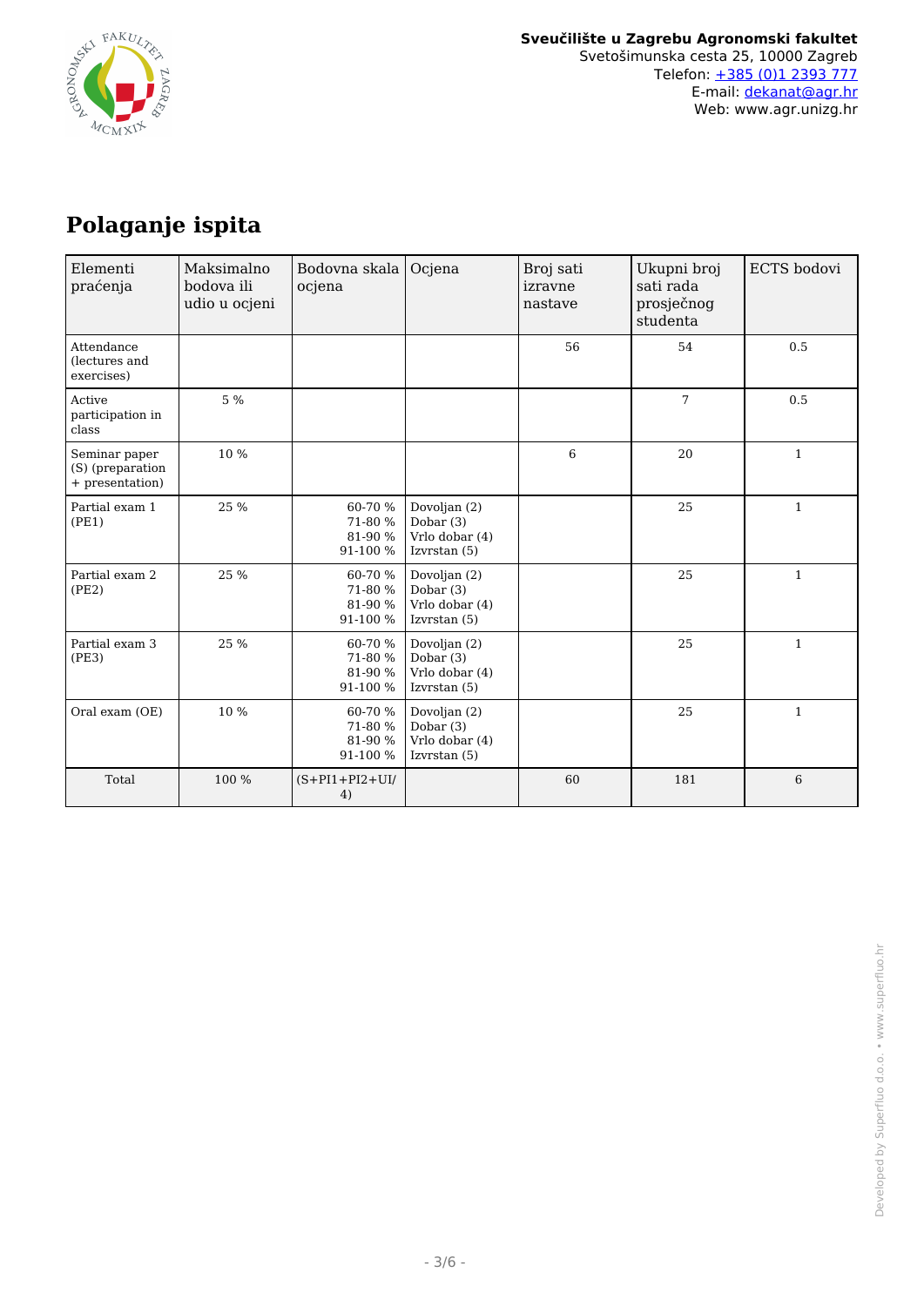# Polaganje ispita

| Elementi praćenja | Maksimalno bodova ili udio u ocjeni | Bodovna skala ocjena | Ocjena | Broj sati izravne nastave | Ukupni broj sati rada prosječnog studenta | ECTS bodovi |
|---|---|---|---|---|---|---|
| Attendance (lectures and exercises) | | | | 56 | 54 | 0.5 |
| Active participation in class | 5 % | | | | 7 | 0.5 |
| Seminar paper (S) (preparation + presentation) | 10 % | | | 6 | 20 | 1 |
| Partial exam 1 (PE1) | 25 % | 60-70 %<br>71-80 %<br>81-90 %<br>91-100 % | Dovoljan (2)<br>Dobar (3)<br>Vrlo dobar (4)<br>Izvrstan (5) | | 25 | 1 |
| Partial exam 2 (PE2) | 25 % | 60-70 %<br>71-80 %<br>81-90 %<br>91-100 % | Dovoljan (2)<br>Dobar (3)<br>Vrlo dobar (4)<br>Izvrstan (5) | | 25 | 1 |
| Partial exam 3 (PE3) | 25 % | 60-70 %<br>71-80 %<br>81-90 %<br>91-100 % | Dovoljan (2)<br>Dobar (3)<br>Vrlo dobar (4)<br>Izvrstan (5) | | 25 | 1 |
| Oral exam (OE) | 10 % | 60-70 %<br>71-80 %<br>81-90 %<br>91-100 % | Dovoljan (2)<br>Dobar (3)<br>Vrlo dobar (4)<br>Izvrstan (5) | | 25 | 1 |
| Total | 100 % | (S+PI1+PI2+UI/4) | | 60 | 181 | 6 |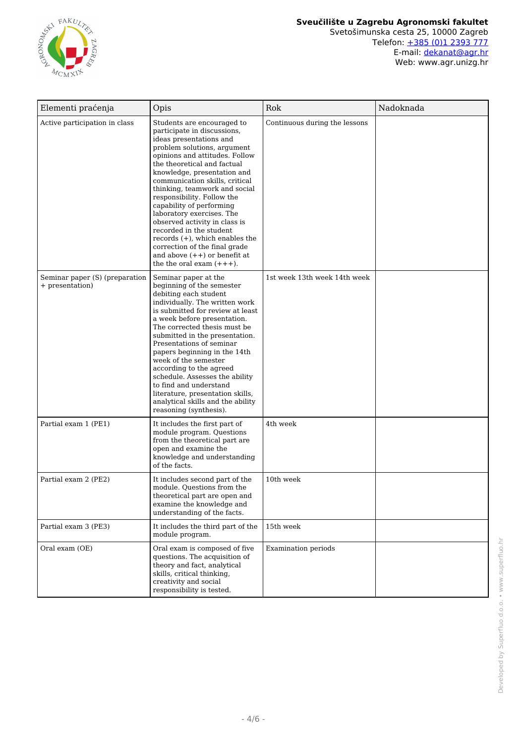| Elementi praćenja | Opis | Rok | Nadoknada |
| --- | --- | --- | --- |
| Active participation in class | Students are encouraged to participate in discussions, ideas presentations and problem solutions, argument opinions and attitudes. Follow the theoretical and factual knowledge, presentation and communication skills, critical thinking, teamwork and social responsibility. Follow the capability of performing laboratory exercises. The observed activity in class is recorded in the student records (+), which enables the correction of the final grade and above (++) or benefit at the the oral exam (+++). | Continuous during the lessons | |
| Seminar paper (S) (preparation + presentation) | Seminar paper at the beginning of the semester debiting each student individually. The written work is submitted for review at least a week before presentation. The corrected thesis must be submitted in the presentation. Presentations of seminar papers beginning in the 14th week of the semester according to the agreed schedule. Assesses the ability to find and understand literature, presentation skills, analytical skills and the ability reasoning (synthesis). | 1st week 13th week 14th week | |
| Partial exam 1 (PE1) | It includes the first part of module program. Questions from the theoretical part are open and examine the knowledge and understanding of the facts. | 4th week | |
| Partial exam 2 (PE2) | It includes second part of the module. Questions from the theoretical part are open and examine the knowledge and understanding of the facts. | 10th week | |
| Partial exam 3 (PE3) | It includes the third part of the module program. | 15th week | |
| Oral exam (OE) | Oral exam is composed of five questions. The acquisition of theory and fact, analytical skills, critical thinking, creativity and social responsibility is tested. | Examination periods | |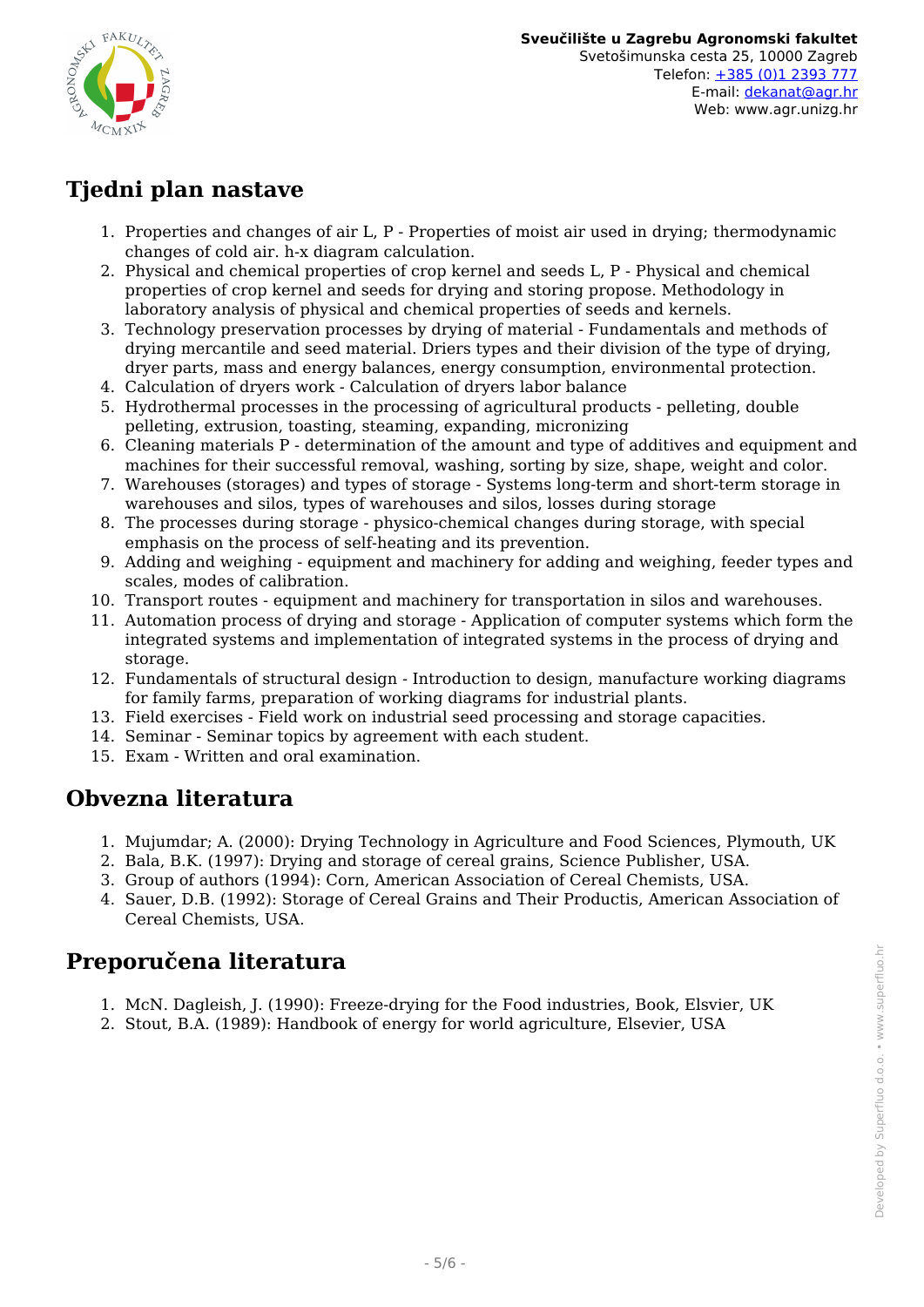## Tjedni plan nastave

1. Properties and changes of air L, P - Properties of moist air used in drying; thermodynamic changes of cold air. h-x diagram calculation.
2. Physical and chemical properties of crop kernel and seeds L, P - Physical and chemical properties of crop kernel and seeds for drying and storing propose. Methodology in laboratory analysis of physical and chemical properties of seeds and kernels.
3. Technology preservation processes by drying of material - Fundamentals and methods of drying mercantile and seed material. Driers types and their division of the type of drying, dryer parts, mass and energy balances, energy consumption, environmental protection.
4. Calculation of dryers work - Calculation of dryers labor balance
5. Hydrothermal processes in the processing of agricultural products - pelleting, double pelleting, extrusion, toasting, steaming, expanding, micronizing
6. Cleaning materials P - determination of the amount and type of additives and equipment and machines for their successful removal, washing, sorting by size, shape, weight and color.
7. Warehouses (storages) and types of storage - Systems long-term and short-term storage in warehouses and silos, types of warehouses and silos, losses during storage
8. The processes during storage - physico-chemical changes during storage, with special emphasis on the process of self-heating and its prevention.
9. Adding and weighing - equipment and machinery for adding and weighing, feeder types and scales, modes of calibration.
10. Transport routes - equipment and machinery for transportation in silos and warehouses.
11. Automation process of drying and storage - Application of computer systems which form the integrated systems and implementation of integrated systems in the process of drying and storage.
12. Fundamentals of structural design - Introduction to design, manufacture working diagrams for family farms, preparation of working diagrams for industrial plants.
13. Field exercises - Field work on industrial seed processing and storage capacities.
14. Seminar - Seminar topics by agreement with each student.
15. Exam - Written and oral examination.

## Obvezna literatura

1. Mujumdar; A. (2000): Drying Technology in Agriculture and Food Sciences, Plymouth, UK
2. Bala, B.K. (1997): Drying and storage of cereal grains, Science Publisher, USA.
3. Group of authors (1994): Corn, American Association of Cereal Chemists, USA.
4. Sauer, D.B. (1992): Storage of Cereal Grains and Their Productis, American Association of Cereal Chemists, USA.

## Preporučena literatura

1. McN. Dagleish, J. (1990): Freeze-drying for the Food industries, Book, Elsvier, UK
2. Stout, B.A. (1989): Handbook of energy for world agriculture, Elsevier, USA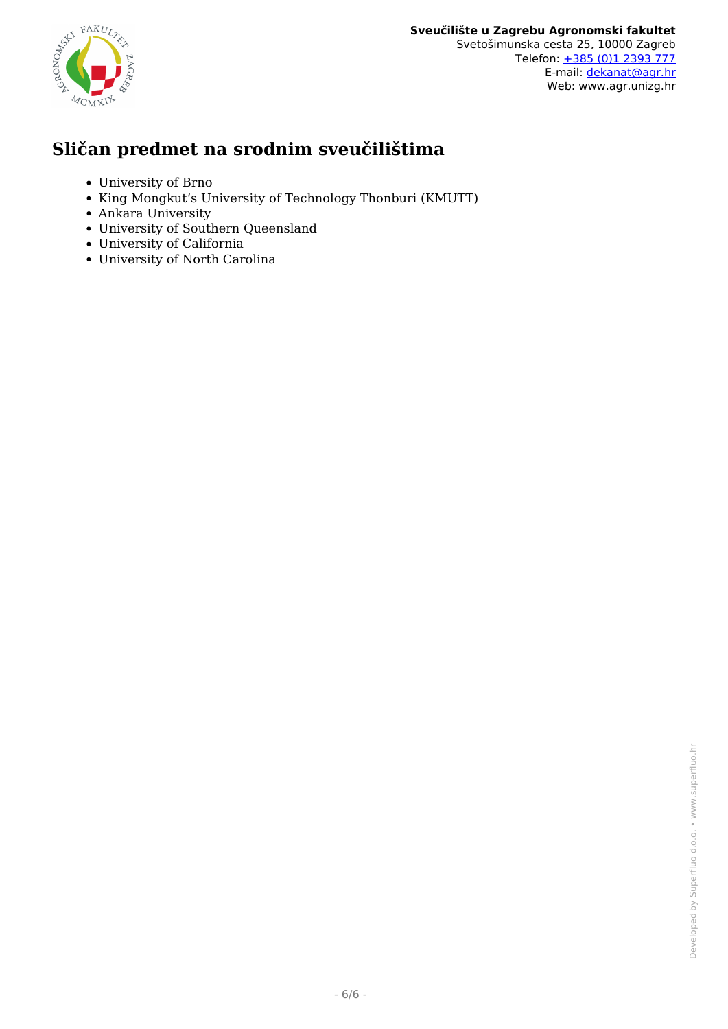## Sličan predmet na srodnim sveučilištima

- University of Brno
- King Mongkut's University of Technology Thonburi (KMUTT)
- Ankara University
- University of Southern Queensland
- University of California
- University of North Carolina